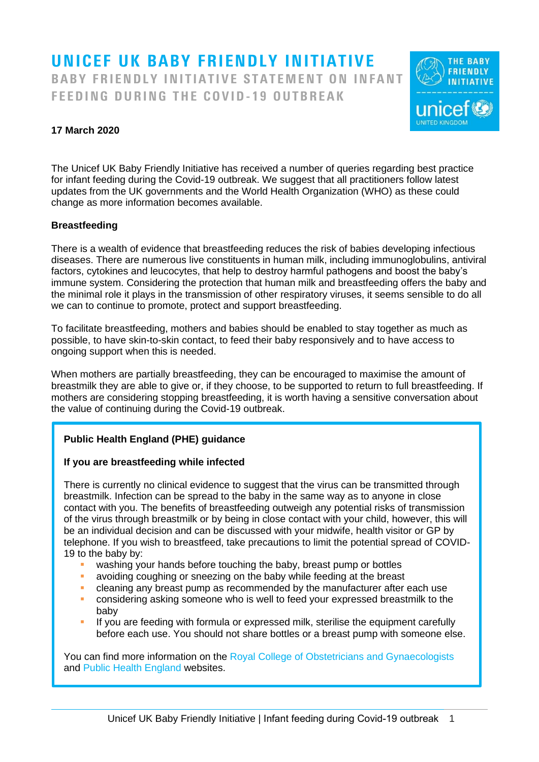# UNICEF UK BABY FRIENDLY INITIATIVE

## BABY FRIENDLY INITIATIVE STATEMENT ON INFANT FEEDING DURING THE COVID-19 OUTBREAK

**17 March 2020**

The Unicef UK Baby Friendly Initiative has received a number of queries regarding best practice for infant feeding during the Covid-19 outbreak. We suggest that all practitioners follow latest updates from the UK governments and the World Health Organization (WHO) as these could change as more information becomes available.

**Breastfeeding**

There is a wealth of evidence that breastfeeding reduces the risk of babies developing infectious diseases. There are numerous live constituents in human milk, including immunoglobulins, antiviral factors, cytokines and leucocytes, that help to destroy harmful pathogens and boost the baby's immune system. Considering the protection that human milk and breastfeeding offers the baby and the minimal role it plays in the transmission of other respiratory viruses, it seems sensible to do all we can to continue to promote, protect and support breastfeeding.

To facilitate breastfeeding, mothers and babies should be enabled to stay together as much as possible, to have skin-to-skin contact, to feed their baby responsively and to have access to ongoing support when this is needed.

When mothers are partially breastfeeding, they can be encouraged to maximise the amount of breastmilk they are able to give or, if they choose, to be supported to return to full breastfeeding. If mothers are considering stopping breastfeeding, it is worth having a sensitive conversation about the value of continuing during the Covid-19 outbreak.

**Public Health England (PHE) guidance**

**If you are breastfeeding while infected**

There is currently no clinical evidence to suggest that the virus can be transmitted through breastmilk. Infection can be spread to the baby in the same way as to anyone in close contact with you. The benefits of breastfeeding outweigh any potential risks of transmission of the virus through breastmilk or by being in close contact with your child, however, this will be an individual decision and can be discussed with your midwife, health visitor or GP by telephone. If you wish to breastfeed, take precautions to limit the potential spread of COVID-19 to the baby by:

- washing your hands before touching the baby, breast pump or bottles
- avoiding coughing or sneezing on the baby while feeding at the breast
- cleaning any breast pump as recommended by the manufacturer after each use
- considering asking someone who is well to feed your expressed breastmilk to the baby
- If you are feeding with formula or expressed milk, sterilise the equipment carefully before each use. You should not share bottles or a breast pump with someone else.

You can find more information on the Royal College of Obstetricians and Gynaecologists and Public Health England websites.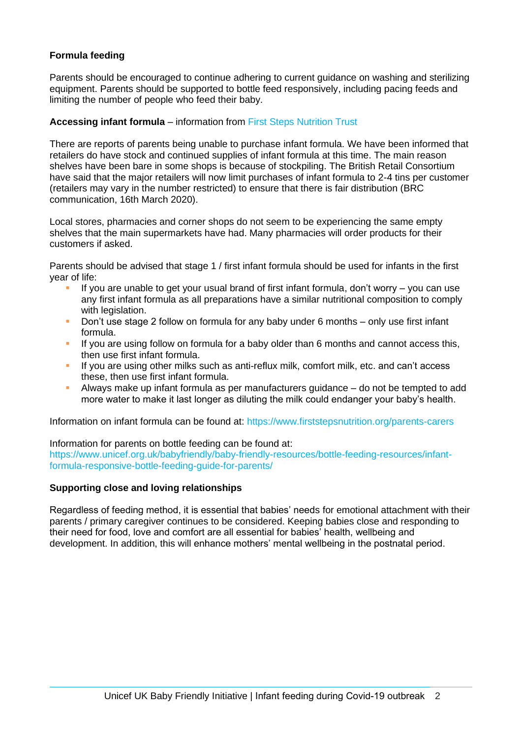**Formula feeding**

Parents should be encouraged to continue adhering to current guidance on washing and sterilizing equipment. Parents should be supported to bottle feed responsively, including pacing feeds and limiting the number of people who feed their baby.

**Accessing infant formula** – information from First Steps Nutrition Trust

There are reports of parents being unable to purchase infant formula. We have been informed that retailers do have stock and continued supplies of infant formula at this time. The main reason shelves have been bare in some shops is because of stockpiling. The British Retail Consortium have said that the major retailers will now limit purchases of infant formula to 2-4 tins per customer (retailers may vary in the number restricted) to ensure that there is fair distribution (BRC communication, 16th March 2020).

Local stores, pharmacies and corner shops do not seem to be experiencing the same empty shelves that the main supermarkets have had. Many pharmacies will order products for their customers if asked.

Parents should be advised that stage 1 / first infant formula should be used for infants in the first year of life:

- If you are unable to get your usual brand of first infant formula, don't worry – you can use any first infant formula as all preparations have a similar nutritional composition to comply with legislation.
- Don't use stage 2 follow on formula for any baby under 6 months – only use first infant formula.
- If you are using follow on formula for a baby older than 6 months and cannot access this, then use first infant formula.
- If you are using other milks such as anti-reflux milk, comfort milk, etc. and can't access these, then use first infant formula.
- Always make up infant formula as per manufacturers guidance – do not be tempted to add more water to make it last longer as diluting the milk could endanger your baby's health.

Information on infant formula can be found at: https://www.firststepsnutrition.org/parents-carers

Information for parents on bottle feeding can be found at:
https://www.unicef.org.uk/babyfriendly/baby-friendly-resources/bottle-feeding-resources/infant-formula-responsive-bottle-feeding-guide-for-parents/

**Supporting close and loving relationships**

Regardless of feeding method, it is essential that babies' needs for emotional attachment with their parents / primary caregiver continues to be considered. Keeping babies close and responding to their need for food, love and comfort are all essential for babies' health, wellbeing and development. In addition, this will enhance mothers' mental wellbeing in the postnatal period.